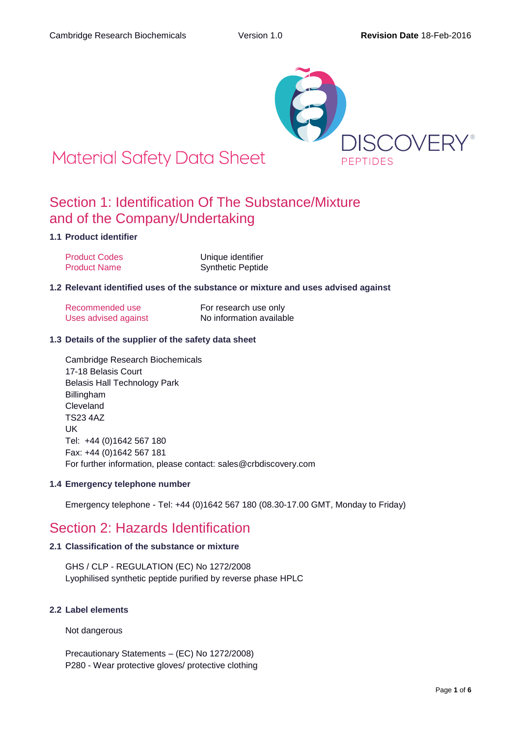# Material Safety Data Sheet

## Section 1: Identification Of The Substance/Mixture and of the Company/Undertaking

### 1.1 Product identifier

| | |
|---|---|
| Product Codes | Unique identifier |
| Product Name | Synthetic Peptide |

### 1.2 Relevant identified uses of the substance or mixture and uses advised against

| | |
|---|---|
| Recommended use | For research use only |
| Uses advised against | No information available |

### 1.3 Details of the supplier of the safety data sheet

Cambridge Research Biochemicals
17-18 Belasis Court
Belasis Hall Technology Park
Billingham
Cleveland
TS23 4AZ
UK
Tel: +44 (0)1642 567 180
Fax: +44 (0)1642 567 181
For further information, please contact: sales@crbdiscovery.com

### 1.4 Emergency telephone number

Emergency telephone - Tel: +44 (0)1642 567 180 (08.30-17.00 GMT, Monday to Friday)

## Section 2: Hazards Identification

### 2.1 Classification of the substance or mixture

GHS / CLP - REGULATION (EC) No 1272/2008
Lyophilised synthetic peptide purified by reverse phase HPLC

### 2.2 Label elements

Not dangerous

Precautionary Statements – (EC) No 1272/2008)
P280 - Wear protective gloves/ protective clothing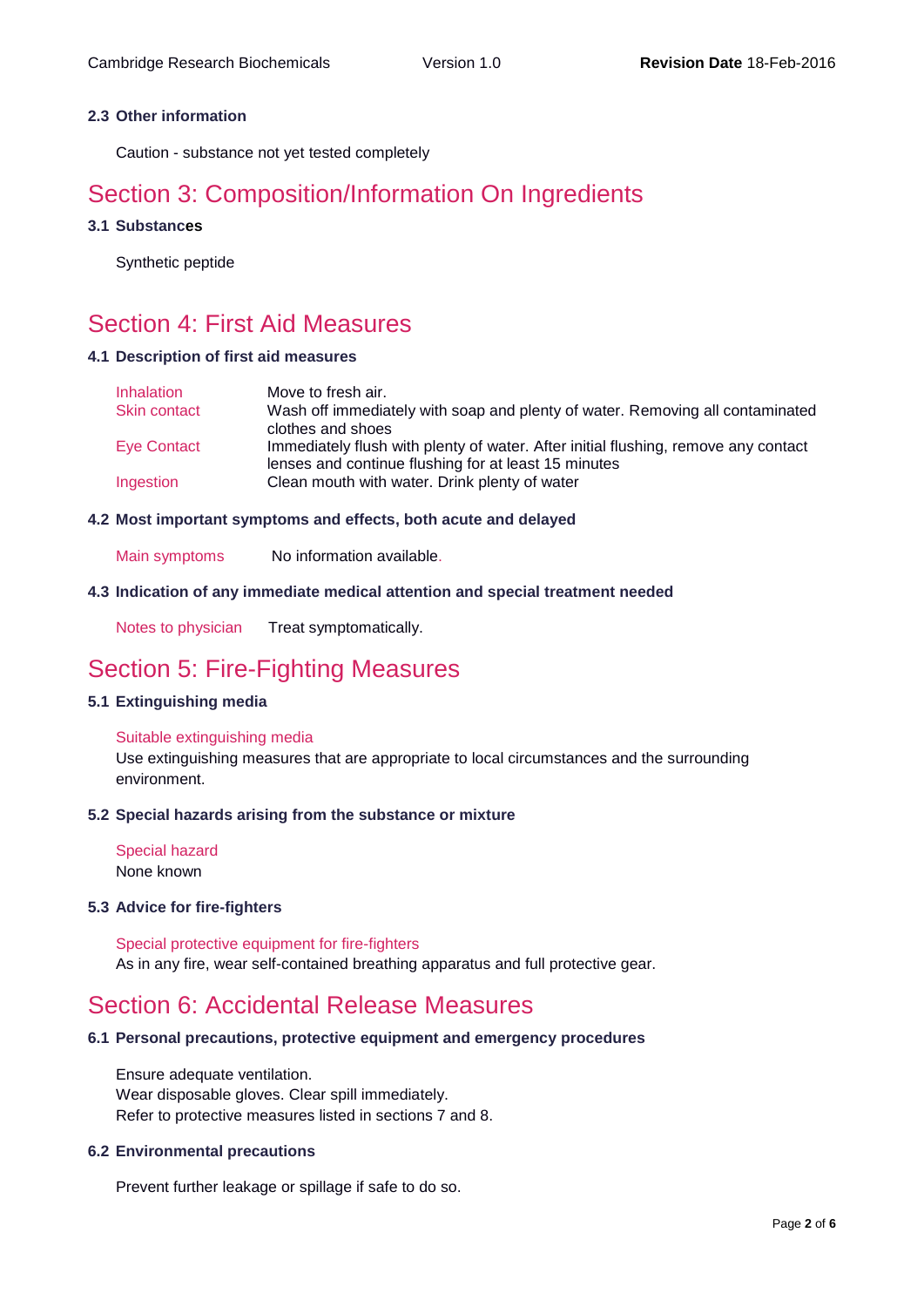### 2.3 Other information

Caution - substance not yet tested completely

# Section 3: Composition/Information On Ingredients

### 3.1 Substances

Synthetic peptide

# Section 4: First Aid Measures

### 4.1 Description of first aid measures

| | |
|---|---|
| Inhalation | Move to fresh air. |
| Skin contact | Wash off immediately with soap and plenty of water. Removing all contaminated clothes and shoes |
| Eye Contact | Immediately flush with plenty of water. After initial flushing, remove any contact lenses and continue flushing for at least 15 minutes |
| Ingestion | Clean mouth with water. Drink plenty of water |

### 4.2 Most important symptoms and effects, both acute and delayed

Main symptoms     No information available.

### 4.3 Indication of any immediate medical attention and special treatment needed

Notes to physician     Treat symptomatically.

# Section 5: Fire-Fighting Measures

### 5.1 Extinguishing media

Suitable extinguishing media

Use extinguishing measures that are appropriate to local circumstances and the surrounding environment.

### 5.2 Special hazards arising from the substance or mixture

Special hazard

None known

### 5.3 Advice for fire-fighters

Special protective equipment for fire-fighters

As in any fire, wear self-contained breathing apparatus and full protective gear.

# Section 6: Accidental Release Measures

### 6.1 Personal precautions, protective equipment and emergency procedures

Ensure adequate ventilation.
Wear disposable gloves. Clear spill immediately.
Refer to protective measures listed in sections 7 and 8.

### 6.2 Environmental precautions

Prevent further leakage or spillage if safe to do so.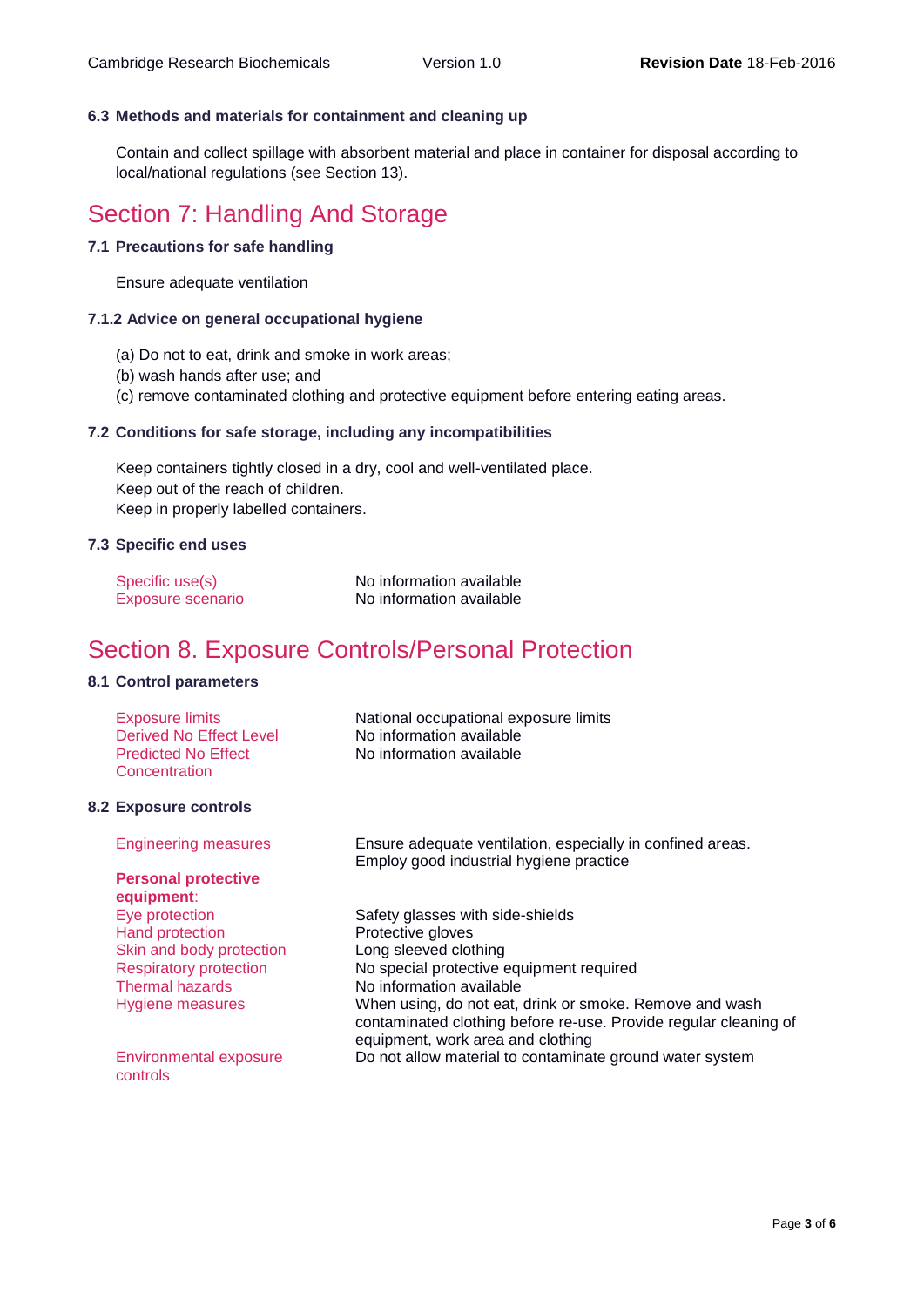### 6.3 Methods and materials for containment and cleaning up

Contain and collect spillage with absorbent material and place in container for disposal according to local/national regulations (see Section 13).

## Section 7: Handling And Storage

### 7.1 Precautions for safe handling

Ensure adequate ventilation

### 7.1.2 Advice on general occupational hygiene

(a) Do not to eat, drink and smoke in work areas;
(b) wash hands after use; and
(c) remove contaminated clothing and protective equipment before entering eating areas.

### 7.2 Conditions for safe storage, including any incompatibilities

Keep containers tightly closed in a dry, cool and well-ventilated place.
Keep out of the reach of children.
Keep in properly labelled containers.

### 7.3 Specific end uses

| | |
|---|---|
| Specific use(s) | No information available |
| Exposure scenario | No information available |

## Section 8. Exposure Controls/Personal Protection

### 8.1 Control parameters

| | |
|---|---|
| Exposure limits | National occupational exposure limits |
| Derived No Effect Level | No information available |
| Predicted No Effect Concentration | No information available |

### 8.2 Exposure controls

| | |
|---|---|
| Engineering measures | Ensure adequate ventilation, especially in confined areas. Employ good industrial hygiene practice |
| **Personal protective equipment**: | |
| Eye protection | Safety glasses with side-shields |
| Hand protection | Protective gloves |
| Skin and body protection | Long sleeved clothing |
| Respiratory protection | No special protective equipment required |
| Thermal hazards | No information available |
| Hygiene measures | When using, do not eat, drink or smoke. Remove and wash contaminated clothing before re-use. Provide regular cleaning of equipment, work area and clothing |
| Environmental exposure controls | Do not allow material to contaminate ground water system |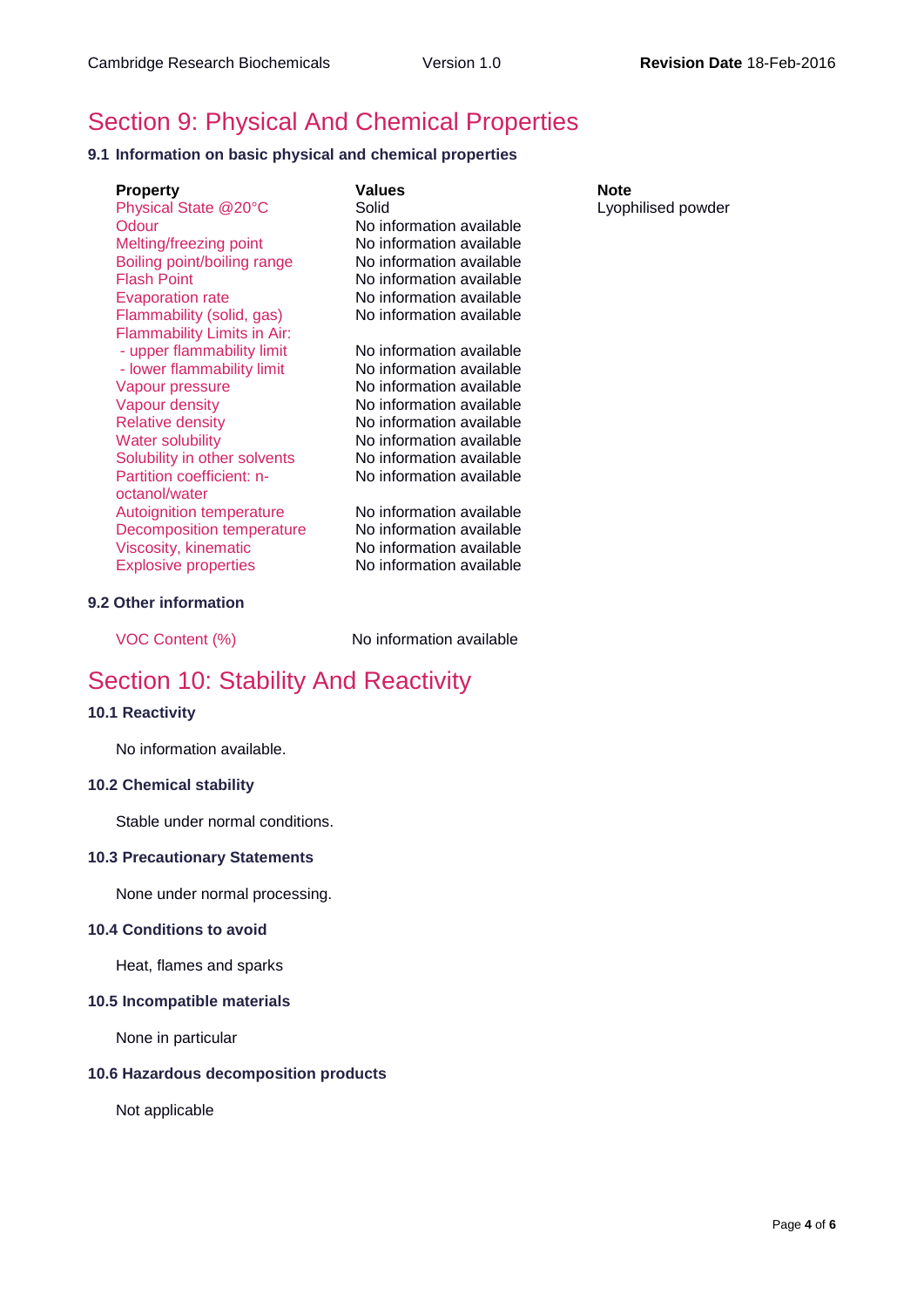## Section 9: Physical And Chemical Properties

### 9.1 Information on basic physical and chemical properties

| Property | Values | Note |
|---|---|---|
| Physical State @20°C | Solid | Lyophilised powder |
| Odour | No information available | |
| Melting/freezing point | No information available | |
| Boiling point/boiling range | No information available | |
| Flash Point | No information available | |
| Evaporation rate | No information available | |
| Flammability (solid, gas) | No information available | |
| Flammability Limits in Air: | | |
| - upper flammability limit | No information available | |
| - lower flammability limit | No information available | |
| Vapour pressure | No information available | |
| Vapour density | No information available | |
| Relative density | No information available | |
| Water solubility | No information available | |
| Solubility in other solvents | No information available | |
| Partition coefficient: n-octanol/water | No information available | |
| Autoignition temperature | No information available | |
| Decomposition temperature | No information available | |
| Viscosity, kinematic | No information available | |
| Explosive properties | No information available | |

### 9.2 Other information

| | |
|---|---|
| VOC Content (%) | No information available |

## Section 10: Stability And Reactivity

### 10.1 Reactivity

No information available.

### 10.2 Chemical stability

Stable under normal conditions.

### 10.3 Precautionary Statements

None under normal processing.

### 10.4 Conditions to avoid

Heat, flames and sparks

### 10.5 Incompatible materials

None in particular

### 10.6 Hazardous decomposition products

Not applicable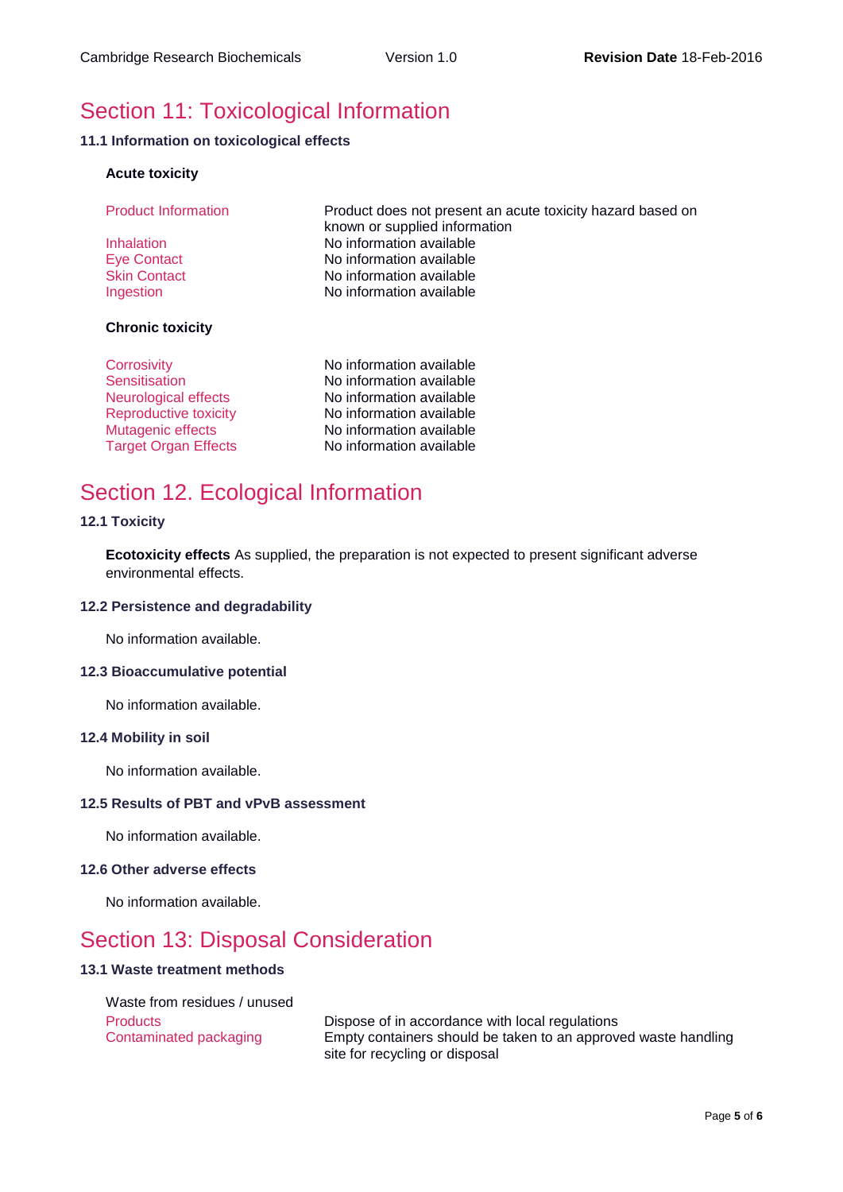# Section 11: Toxicological Information

### 11.1 Information on toxicological effects

**Acute toxicity**

| | |
|---|---|
| Product Information | Product does not present an acute toxicity hazard based on known or supplied information |
| Inhalation | No information available |
| Eye Contact | No information available |
| Skin Contact | No information available |
| Ingestion | No information available |

**Chronic toxicity**

| | |
|---|---|
| Corrosivity | No information available |
| Sensitisation | No information available |
| Neurological effects | No information available |
| Reproductive toxicity | No information available |
| Mutagenic effects | No information available |
| Target Organ Effects | No information available |

# Section 12. Ecological Information

### 12.1 Toxicity

**Ecotoxicity effects** As supplied, the preparation is not expected to present significant adverse environmental effects.

### 12.2 Persistence and degradability

No information available.

### 12.3 Bioaccumulative potential

No information available.

### 12.4 Mobility in soil

No information available.

### 12.5 Results of PBT and vPvB assessment

No information available.

### 12.6 Other adverse effects

No information available.

# Section 13: Disposal Consideration

### 13.1 Waste treatment methods

Waste from residues / unused

| | |
|---|---|
| Products | Dispose of in accordance with local regulations |
| Contaminated packaging | Empty containers should be taken to an approved waste handling site for recycling or disposal |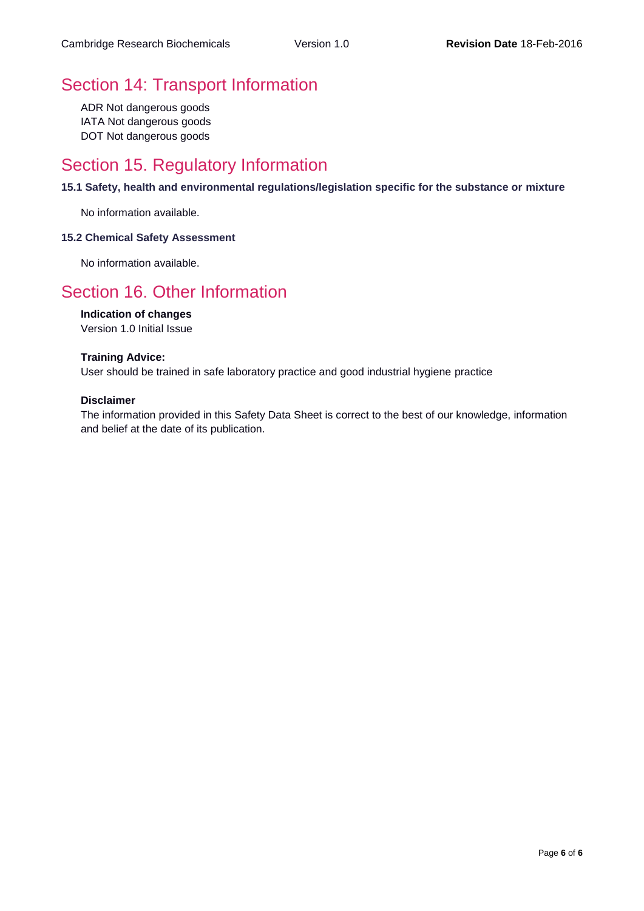## Section 14: Transport Information

ADR Not dangerous goods
IATA Not dangerous goods
DOT Not dangerous goods

## Section 15. Regulatory Information

### 15.1 Safety, health and environmental regulations/legislation specific for the substance or mixture

No information available.

### 15.2 Chemical Safety Assessment

No information available.

## Section 16. Other Information

**Indication of changes**
Version 1.0 Initial Issue

**Training Advice:**
User should be trained in safe laboratory practice and good industrial hygiene practice

**Disclaimer**
The information provided in this Safety Data Sheet is correct to the best of our knowledge, information and belief at the date of its publication.